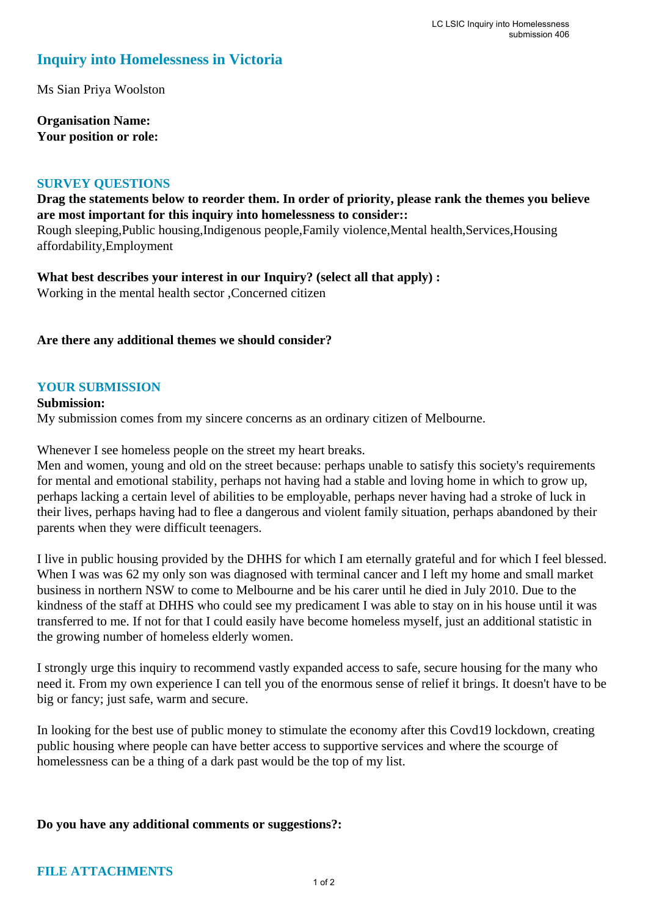# Inquiry into Homelessness in Victoria

Ms Sian Priya Woolston

**Organisation Name:**
**Your position or role:**

## SURVEY QUESTIONS

**Drag the statements below to reorder them. In order of priority, please rank the themes you believe are most important for this inquiry into homelessness to consider::**
Rough sleeping,Public housing,Indigenous people,Family violence,Mental health,Services,Housing affordability,Employment

**What best describes your interest in our Inquiry? (select all that apply) :**
Working in the mental health sector ,Concerned citizen

**Are there any additional themes we should consider?**

## YOUR SUBMISSION

**Submission:**
My submission comes from my sincere concerns as an ordinary citizen of Melbourne.

Whenever I see homeless people on the street my heart breaks.
Men and women, young and old on the street because: perhaps unable to satisfy this society's requirements for mental and emotional stability, perhaps not having had a stable and loving home in which to grow up, perhaps lacking a certain level of abilities to be employable, perhaps never having had a stroke of luck in their lives, perhaps having had to flee a dangerous and violent family situation, perhaps abandoned by their parents when they were difficult teenagers.

I live in public housing provided by the DHHS for which I am eternally grateful and for which I feel blessed. When I was was 62 my only son was diagnosed with terminal cancer and I left my home and small market business in northern NSW to come to Melbourne and be his carer until he died in July 2010. Due to the kindness of the staff at DHHS who could see my predicament I was able to stay on in his house until it was transferred to me. If not for that I could easily have become homeless myself, just an additional statistic in the growing number of homeless elderly women.

I strongly urge this inquiry to recommend vastly expanded access to safe, secure housing for the many who need it. From my own experience I can tell you of the enormous sense of relief it brings. It doesn't have to be big or fancy; just safe, warm and secure.

In looking for the best use of public money to stimulate the economy after this Covd19 lockdown, creating public housing where people can have better access to supportive services and where the scourge of homelessness can be a thing of a dark past would be the top of my list.

**Do you have any additional comments or suggestions?:**

## FILE ATTACHMENTS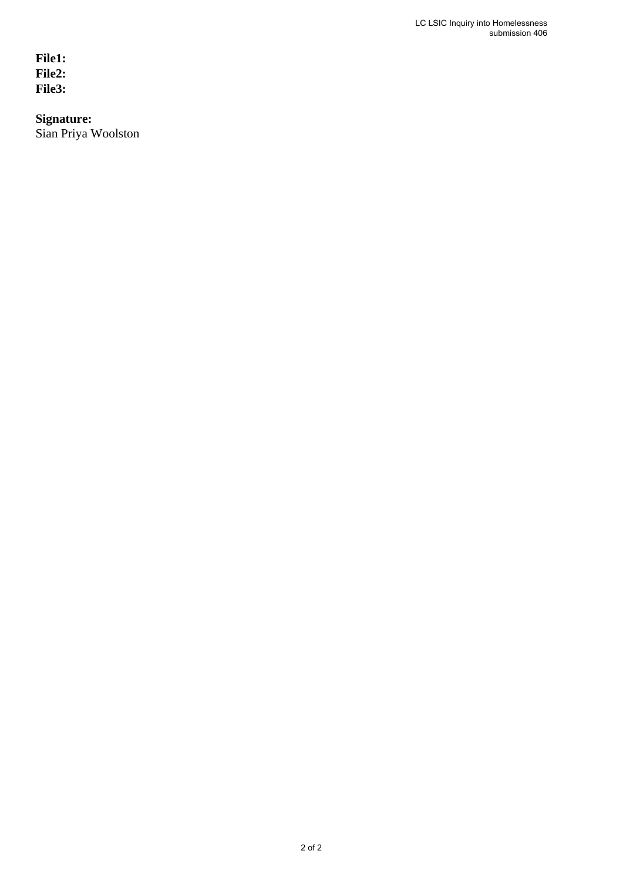**File1:**
**File2:**
**File3:**

**Signature:**
Sian Priya Woolston